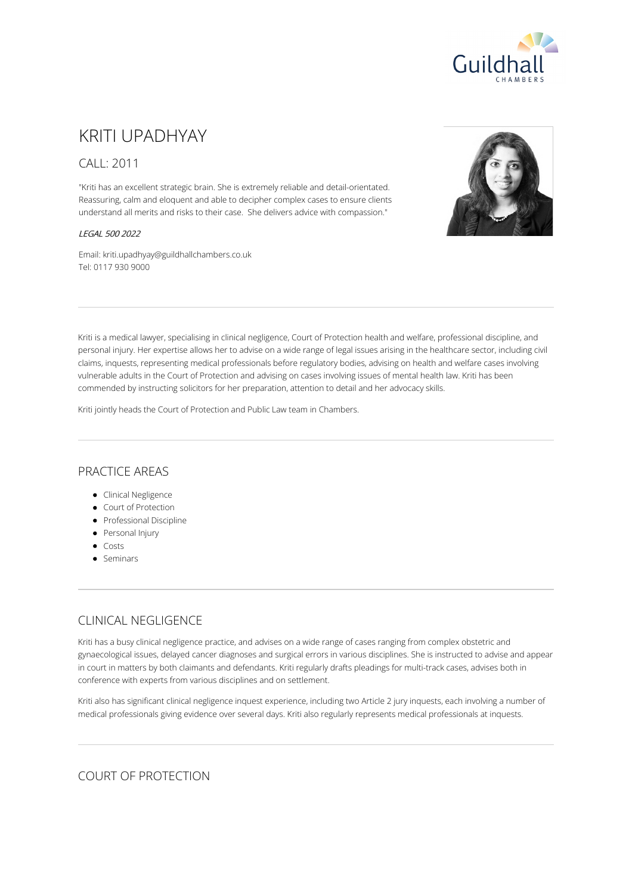# KRITI UPADHYAY

## CALL: 2011

"Kriti has an excellent strategic brain. She is extremely reliable and detail-orientated. Reassuring, calm and eloquent and able to decipher complex cases to ensure clients understand all merits and risks to their case.  She delivers advice with compassion."

*LEGAL 500 2022*

Email: kriti.upadhyay@guildhallchambers.co.uk
Tel: 0117 930 9000

Kriti is a medical lawyer, specialising in clinical negligence, Court of Protection health and welfare, professional discipline, and personal injury. Her expertise allows her to advise on a wide range of legal issues arising in the healthcare sector, including civil claims, inquests, representing medical professionals before regulatory bodies, advising on health and welfare cases involving vulnerable adults in the Court of Protection and advising on cases involving issues of mental health law. Kriti has been commended by instructing solicitors for her preparation, attention to detail and her advocacy skills.

Kriti jointly heads the Court of Protection and Public Law team in Chambers.

## PRACTICE AREAS

- Clinical Negligence
- Court of Protection
- Professional Discipline
- Personal Injury
- Costs
- Seminars

## CLINICAL NEGLIGENCE

Kriti has a busy clinical negligence practice, and advises on a wide range of cases ranging from complex obstetric and gynaecological issues, delayed cancer diagnoses and surgical errors in various disciplines. She is instructed to advise and appear in court in matters by both claimants and defendants. Kriti regularly drafts pleadings for multi-track cases, advises both in conference with experts from various disciplines and on settlement.

Kriti also has significant clinical negligence inquest experience, including two Article 2 jury inquests, each involving a number of medical professionals giving evidence over several days. Kriti also regularly represents medical professionals at inquests.

## COURT OF PROTECTION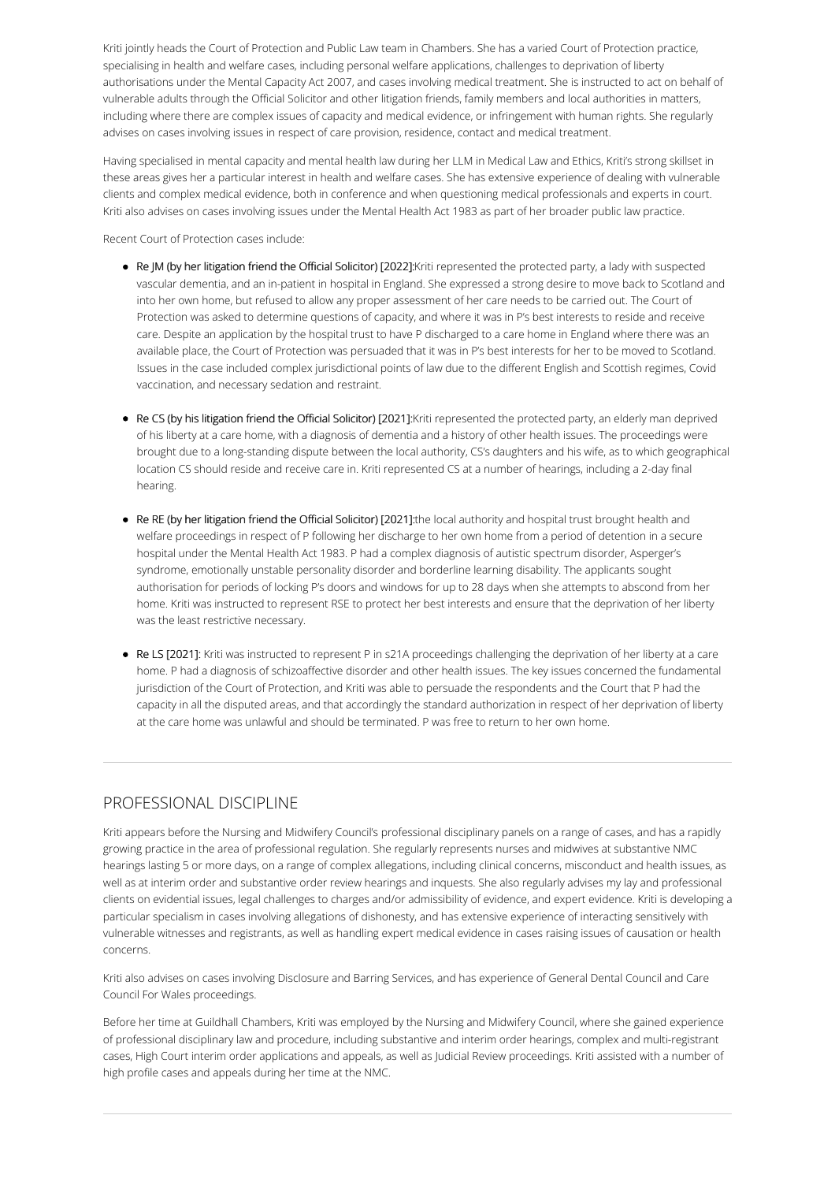Kriti jointly heads the Court of Protection and Public Law team in Chambers. She has a varied Court of Protection practice, specialising in health and welfare cases, including personal welfare applications, challenges to deprivation of liberty authorisations under the Mental Capacity Act 2007, and cases involving medical treatment. She is instructed to act on behalf of vulnerable adults through the Official Solicitor and other litigation friends, family members and local authorities in matters, including where there are complex issues of capacity and medical evidence, or infringement with human rights. She regularly advises on cases involving issues in respect of care provision, residence, contact and medical treatment.

Having specialised in mental capacity and mental health law during her LLM in Medical Law and Ethics, Kriti's strong skillset in these areas gives her a particular interest in health and welfare cases. She has extensive experience of dealing with vulnerable clients and complex medical evidence, both in conference and when questioning medical professionals and experts in court. Kriti also advises on cases involving issues under the Mental Health Act 1983 as part of her broader public law practice.

Recent Court of Protection cases include:

- Re JM (by her litigation friend the Official Solicitor) [2022]:Kriti represented the protected party, a lady with suspected vascular dementia, and an in-patient in hospital in England. She expressed a strong desire to move back to Scotland and into her own home, but refused to allow any proper assessment of her care needs to be carried out. The Court of Protection was asked to determine questions of capacity, and where it was in P's best interests to reside and receive care. Despite an application by the hospital trust to have P discharged to a care home in England where there was an available place, the Court of Protection was persuaded that it was in P's best interests for her to be moved to Scotland. Issues in the case included complex jurisdictional points of law due to the different English and Scottish regimes, Covid vaccination, and necessary sedation and restraint.

- Re CS (by his litigation friend the Official Solicitor) [2021]:Kriti represented the protected party, an elderly man deprived of his liberty at a care home, with a diagnosis of dementia and a history of other health issues. The proceedings were brought due to a long-standing dispute between the local authority, CS's daughters and his wife, as to which geographical location CS should reside and receive care in. Kriti represented CS at a number of hearings, including a 2-day final hearing.

- Re RE (by her litigation friend the Official Solicitor) [2021]:the local authority and hospital trust brought health and welfare proceedings in respect of P following her discharge to her own home from a period of detention in a secure hospital under the Mental Health Act 1983. P had a complex diagnosis of autistic spectrum disorder, Asperger's syndrome, emotionally unstable personality disorder and borderline learning disability. The applicants sought authorisation for periods of locking P's doors and windows for up to 28 days when she attempts to abscond from her home. Kriti was instructed to represent RSE to protect her best interests and ensure that the deprivation of her liberty was the least restrictive necessary.

- Re LS [2021]: Kriti was instructed to represent P in s21A proceedings challenging the deprivation of her liberty at a care home. P had a diagnosis of schizoaffective disorder and other health issues. The key issues concerned the fundamental jurisdiction of the Court of Protection, and Kriti was able to persuade the respondents and the Court that P had the capacity in all the disputed areas, and that accordingly the standard authorization in respect of her deprivation of liberty at the care home was unlawful and should be terminated. P was free to return to her own home.

## PROFESSIONAL DISCIPLINE

Kriti appears before the Nursing and Midwifery Council's professional disciplinary panels on a range of cases, and has a rapidly growing practice in the area of professional regulation. She regularly represents nurses and midwives at substantive NMC hearings lasting 5 or more days, on a range of complex allegations, including clinical concerns, misconduct and health issues, as well as at interim order and substantive order review hearings and inquests. She also regularly advises my lay and professional clients on evidential issues, legal challenges to charges and/or admissibility of evidence, and expert evidence. Kriti is developing a particular specialism in cases involving allegations of dishonesty, and has extensive experience of interacting sensitively with vulnerable witnesses and registrants, as well as handling expert medical evidence in cases raising issues of causation or health concerns.

Kriti also advises on cases involving Disclosure and Barring Services, and has experience of General Dental Council and Care Council For Wales proceedings.

Before her time at Guildhall Chambers, Kriti was employed by the Nursing and Midwifery Council, where she gained experience of professional disciplinary law and procedure, including substantive and interim order hearings, complex and multi-registrant cases, High Court interim order applications and appeals, as well as Judicial Review proceedings. Kriti assisted with a number of high profile cases and appeals during her time at the NMC.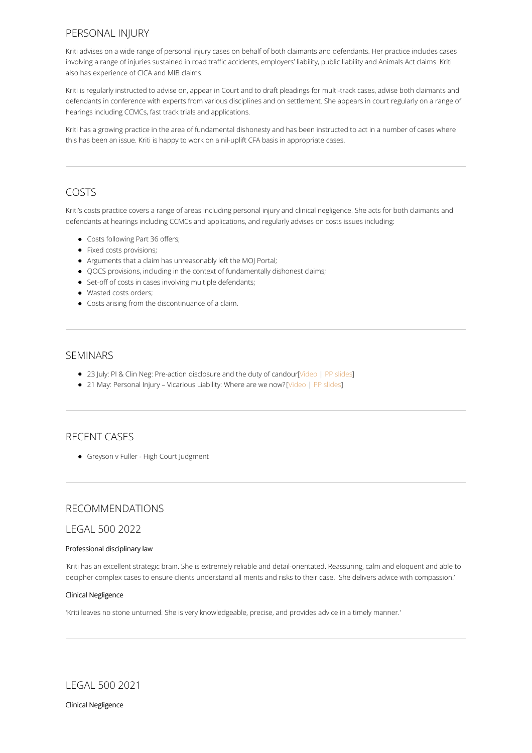## PERSONAL INJURY

Kriti advises on a wide range of personal injury cases on behalf of both claimants and defendants. Her practice includes cases involving a range of injuries sustained in road traffic accidents, employers' liability, public liability and Animals Act claims. Kriti also has experience of CICA and MIB claims.

Kriti is regularly instructed to advise on, appear in Court and to draft pleadings for multi-track cases, advise both claimants and defendants in conference with experts from various disciplines and on settlement. She appears in court regularly on a range of hearings including CCMCs, fast track trials and applications.

Kriti has a growing practice in the area of fundamental dishonesty and has been instructed to act in a number of cases where this has been an issue. Kriti is happy to work on a nil-uplift CFA basis in appropriate cases.

---

## COSTS

Kriti's costs practice covers a range of areas including personal injury and clinical negligence. She acts for both claimants and defendants at hearings including CCMCs and applications, and regularly advises on costs issues including:

- Costs following Part 36 offers;
- Fixed costs provisions;
- Arguments that a claim has unreasonably left the MOJ Portal;
- QOCS provisions, including in the context of fundamentally dishonest claims;
- Set-off of costs in cases involving multiple defendants;
- Wasted costs orders;
- Costs arising from the discontinuance of a claim.

---

## SEMINARS

- 23 July: PI & Clin Neg: Pre-action disclosure and the duty of candour[Video | PP slides]
- 21 May: Personal Injury – Vicarious Liability: Where are we now? [Video | PP slides]

---

## RECENT CASES

- Greyson v Fuller - High Court Judgment

---

## RECOMMENDATIONS

## LEGAL 500 2022

#### Professional disciplinary law

'Kriti has an excellent strategic brain. She is extremely reliable and detail-orientated. Reassuring, calm and eloquent and able to decipher complex cases to ensure clients understand all merits and risks to their case. She delivers advice with compassion.'

#### Clinical Negligence

'Kriti leaves no stone unturned. She is very knowledgeable, precise, and provides advice in a timely manner.'

---

## LEGAL 500 2021

#### Clinical Negligence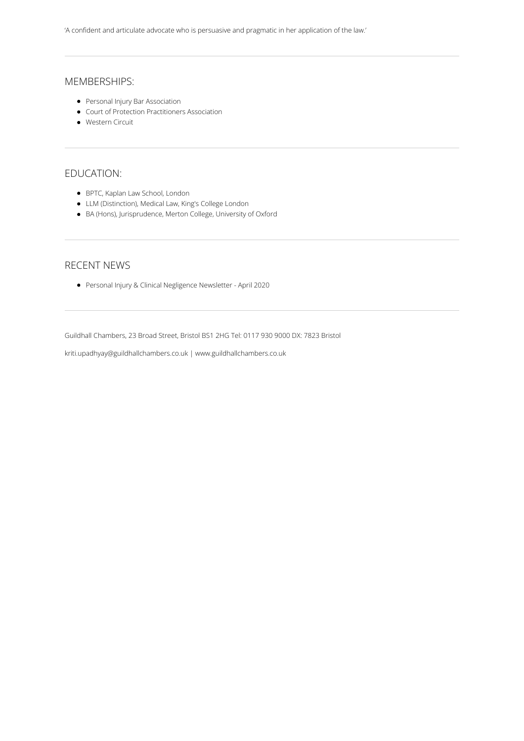'A confident and articulate advocate who is persuasive and pragmatic in her application of the law.'

## MEMBERSHIPS:

- Personal Injury Bar Association
- Court of Protection Practitioners Association
- Western Circuit

## EDUCATION:

- BPTC, Kaplan Law School, London
- LLM (Distinction), Medical Law, King's College London
- BA (Hons), Jurisprudence, Merton College, University of Oxford

## RECENT NEWS

- Personal Injury & Clinical Negligence Newsletter - April 2020

Guildhall Chambers, 23 Broad Street, Bristol BS1 2HG Tel: 0117 930 9000 DX: 7823 Bristol

kriti.upadhyay@guildhallchambers.co.uk | www.guildhallchambers.co.uk